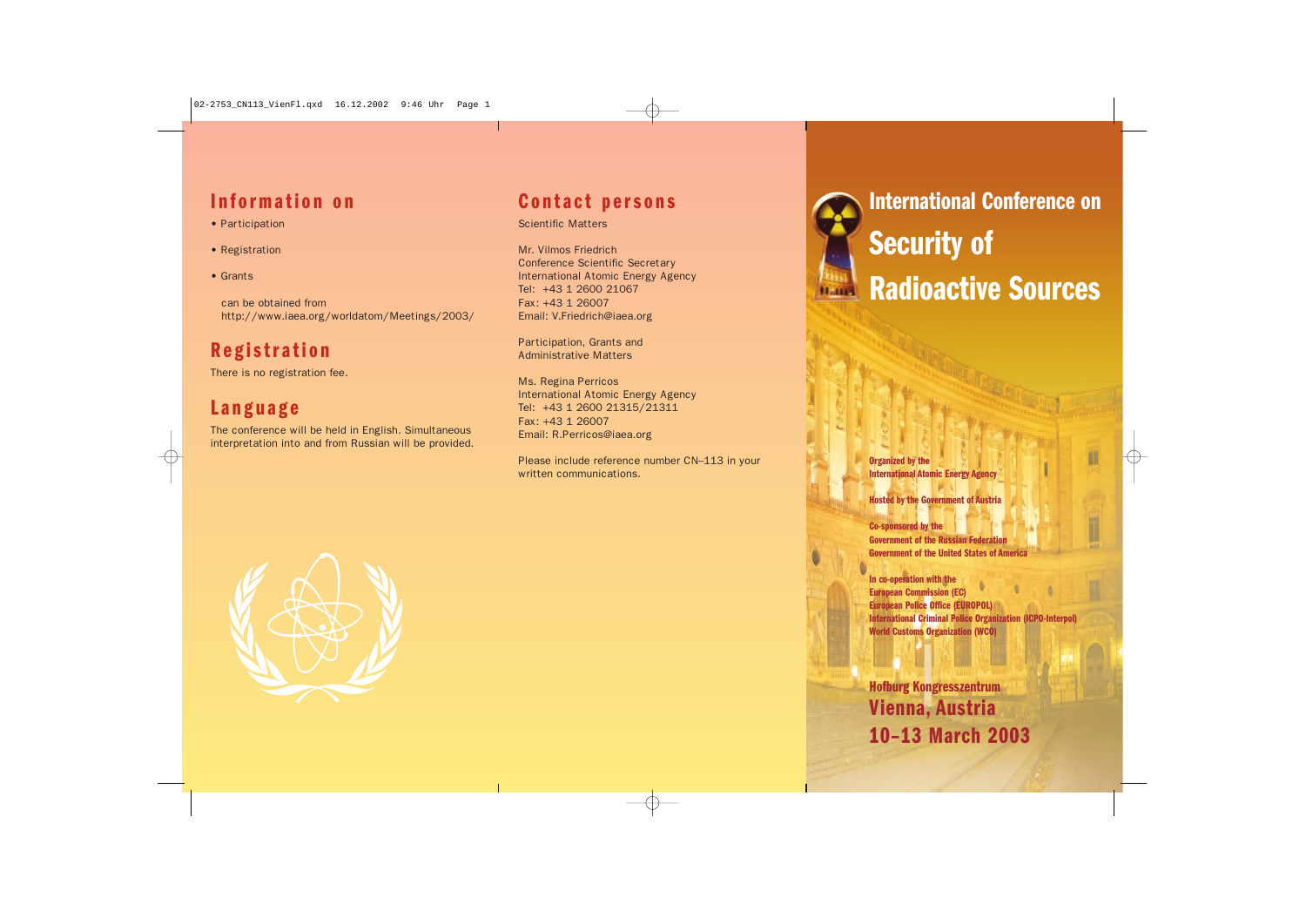## Information on

- Participation
- Registration
- Grants

can be obtained from
http://www.iaea.org/worldatom/Meetings/2003/

## Registration

There is no registration fee.

## Language

The conference will be held in English. Simultaneous interpretation into and from Russian will be provided.

## Contact persons

Scientific Matters

Mr. Vilmos Friedrich
Conference Scientific Secretary
International Atomic Energy Agency
Tel: +43 1 2600 21067
Fax: +43 1 26007
Email: V.Friedrich@iaea.org

Participation, Grants and
Administrative Matters

Ms. Regina Perricos
International Atomic Energy Agency
Tel: +43 1 2600 21315/21311
Fax: +43 1 26007
Email: R.Perricos@iaea.org

Please include reference number CN–113 in your written communications.

# International Conference on Security of Radioactive Sources

**Organized by the**
**International Atomic Energy Agency**

**Hosted by the Government of Austria**

**Co-sponsored by the**
**Government of the Russian Federation**
**Government of the United States of America**

**In co-operation with the**
**European Commission (EC)**
**European Police Office (EUROPOL)**
**International Criminal Police Organization (ICPO-Interpol)**
**World Customs Organization (WCO)**

**Hofburg Kongresszentrum**
**Vienna, Austria**
**10–13 March 2003**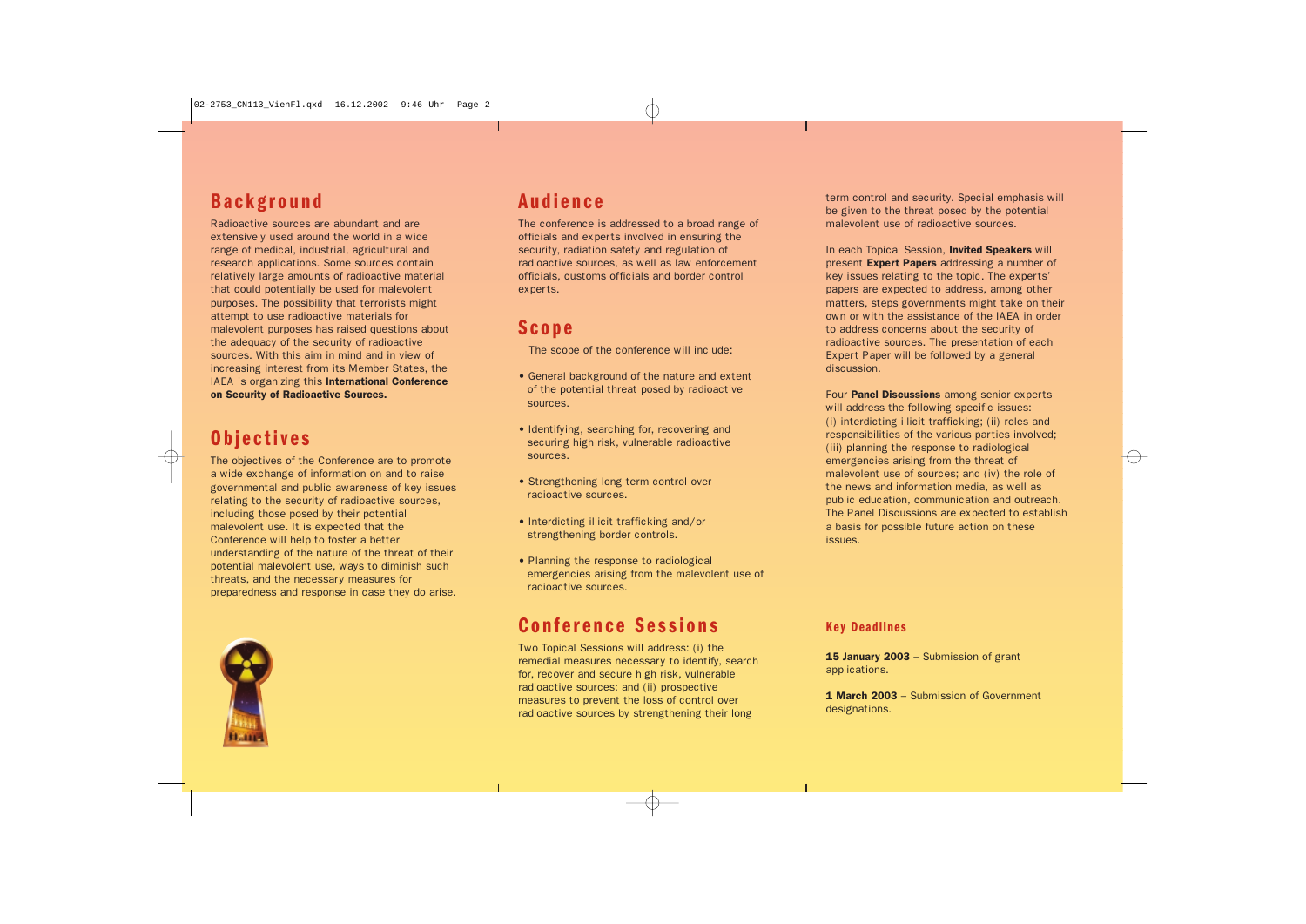## Background

Radioactive sources are abundant and are extensively used around the world in a wide range of medical, industrial, agricultural and research applications. Some sources contain relatively large amounts of radioactive material that could potentially be used for malevolent purposes. The possibility that terrorists might attempt to use radioactive materials for malevolent purposes has raised questions about the adequacy of the security of radioactive sources. With this aim in mind and in view of increasing interest from its Member States, the IAEA is organizing this **International Conference on Security of Radioactive Sources.**

## Objectives

The objectives of the Conference are to promote a wide exchange of information on and to raise governmental and public awareness of key issues relating to the security of radioactive sources, including those posed by their potential malevolent use. It is expected that the Conference will help to foster a better understanding of the nature of the threat of their potential malevolent use, ways to diminish such threats, and the necessary measures for preparedness and response in case they do arise.

## Audience

The conference is addressed to a broad range of officials and experts involved in ensuring the security, radiation safety and regulation of radioactive sources, as well as law enforcement officials, customs officials and border control experts.

## Scope

The scope of the conference will include:

- General background of the nature and extent of the potential threat posed by radioactive sources.
- Identifying, searching for, recovering and securing high risk, vulnerable radioactive sources.
- Strengthening long term control over radioactive sources.
- Interdicting illicit trafficking and/or strengthening border controls.
- Planning the response to radiological emergencies arising from the malevolent use of radioactive sources.

## Conference Sessions

Two Topical Sessions will address: (i) the remedial measures necessary to identify, search for, recover and secure high risk, vulnerable radioactive sources; and (ii) prospective measures to prevent the loss of control over radioactive sources by strengthening their long term control and security. Special emphasis will be given to the threat posed by the potential malevolent use of radioactive sources.

In each Topical Session, **Invited Speakers** will present **Expert Papers** addressing a number of key issues relating to the topic. The experts' papers are expected to address, among other matters, steps governments might take on their own or with the assistance of the IAEA in order to address concerns about the security of radioactive sources. The presentation of each Expert Paper will be followed by a general discussion.

Four **Panel Discussions** among senior experts will address the following specific issues: (i) interdicting illicit trafficking; (ii) roles and responsibilities of the various parties involved; (iii) planning the response to radiological emergencies arising from the threat of malevolent use of sources; and (iv) the role of the news and information media, as well as public education, communication and outreach. The Panel Discussions are expected to establish a basis for possible future action on these issues.

### Key Deadlines

**15 January 2003** – Submission of grant applications.

**1 March 2003** – Submission of Government designations.